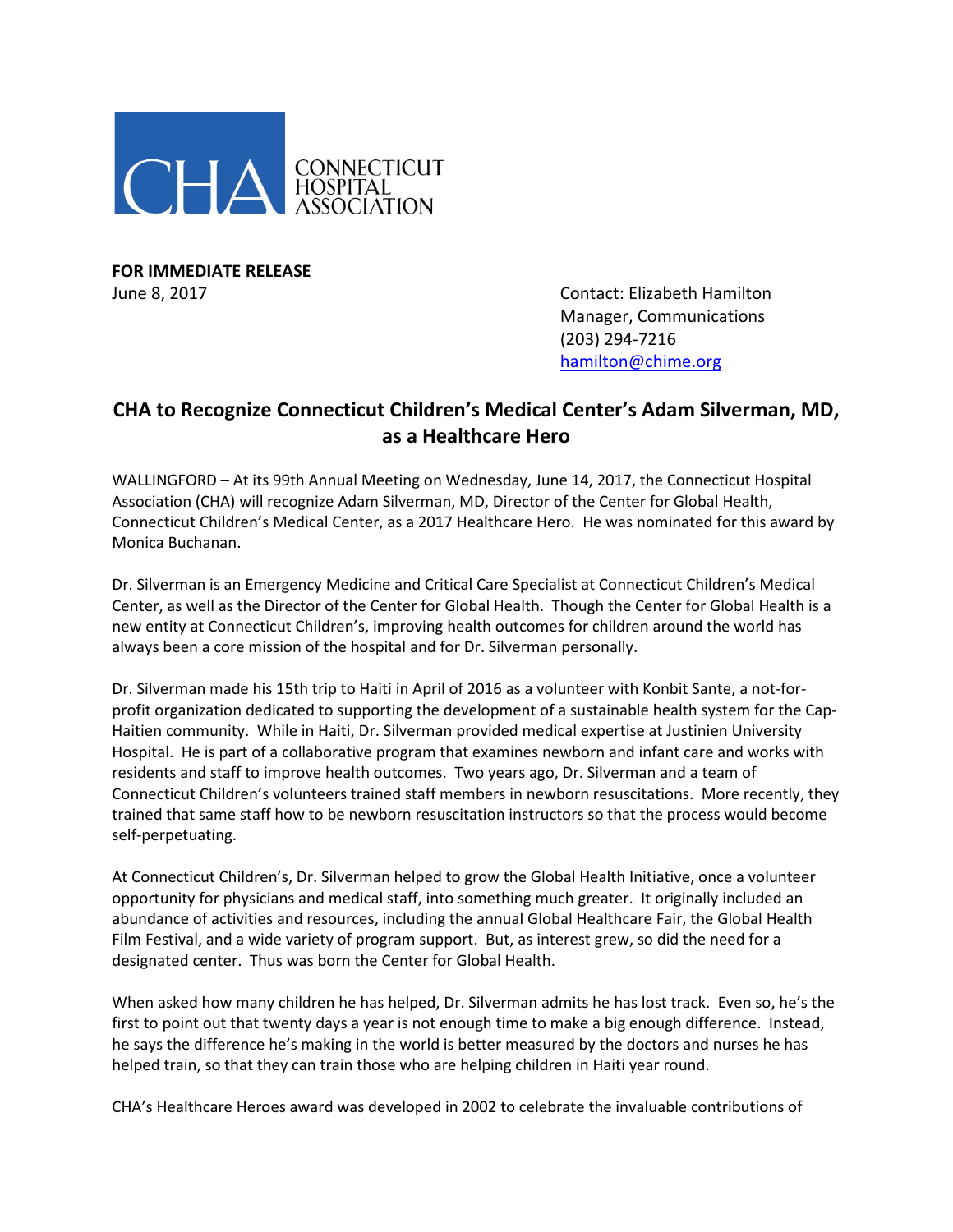CHA CONNECTICUT HOSPITAL ASSOCIATION

**FOR IMMEDIATE RELEASE**
June 8, 2017

Contact: Elizabeth Hamilton
Manager, Communications
(203) 294-7216
hamilton@chime.org

## CHA to Recognize Connecticut Children's Medical Center's Adam Silverman, MD, as a Healthcare Hero

WALLINGFORD – At its 99th Annual Meeting on Wednesday, June 14, 2017, the Connecticut Hospital Association (CHA) will recognize Adam Silverman, MD, Director of the Center for Global Health, Connecticut Children's Medical Center, as a 2017 Healthcare Hero. He was nominated for this award by Monica Buchanan.

Dr. Silverman is an Emergency Medicine and Critical Care Specialist at Connecticut Children's Medical Center, as well as the Director of the Center for Global Health. Though the Center for Global Health is a new entity at Connecticut Children's, improving health outcomes for children around the world has always been a core mission of the hospital and for Dr. Silverman personally.

Dr. Silverman made his 15th trip to Haiti in April of 2016 as a volunteer with Konbit Sante, a not-for-profit organization dedicated to supporting the development of a sustainable health system for the Cap-Haitien community. While in Haiti, Dr. Silverman provided medical expertise at Justinien University Hospital. He is part of a collaborative program that examines newborn and infant care and works with residents and staff to improve health outcomes. Two years ago, Dr. Silverman and a team of Connecticut Children's volunteers trained staff members in newborn resuscitations. More recently, they trained that same staff how to be newborn resuscitation instructors so that the process would become self-perpetuating.

At Connecticut Children's, Dr. Silverman helped to grow the Global Health Initiative, once a volunteer opportunity for physicians and medical staff, into something much greater. It originally included an abundance of activities and resources, including the annual Global Healthcare Fair, the Global Health Film Festival, and a wide variety of program support. But, as interest grew, so did the need for a designated center. Thus was born the Center for Global Health.

When asked how many children he has helped, Dr. Silverman admits he has lost track. Even so, he's the first to point out that twenty days a year is not enough time to make a big enough difference. Instead, he says the difference he's making in the world is better measured by the doctors and nurses he has helped train, so that they can train those who are helping children in Haiti year round.

CHA's Healthcare Heroes award was developed in 2002 to celebrate the invaluable contributions of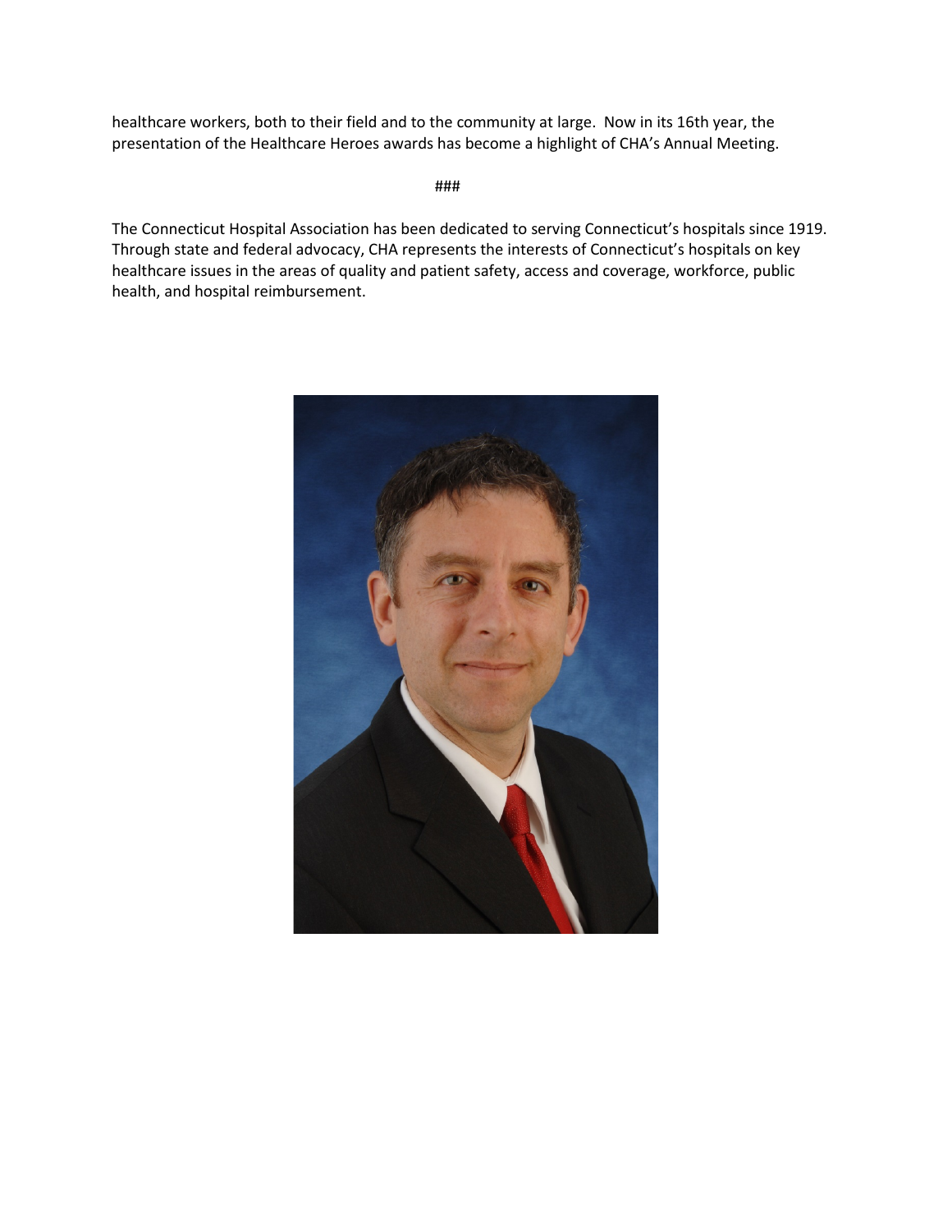healthcare workers, both to their field and to the community at large. Now in its 16th year, the presentation of the Healthcare Heroes awards has become a highlight of CHA's Annual Meeting.

###

The Connecticut Hospital Association has been dedicated to serving Connecticut's hospitals since 1919. Through state and federal advocacy, CHA represents the interests of Connecticut's hospitals on key healthcare issues in the areas of quality and patient safety, access and coverage, workforce, public health, and hospital reimbursement.